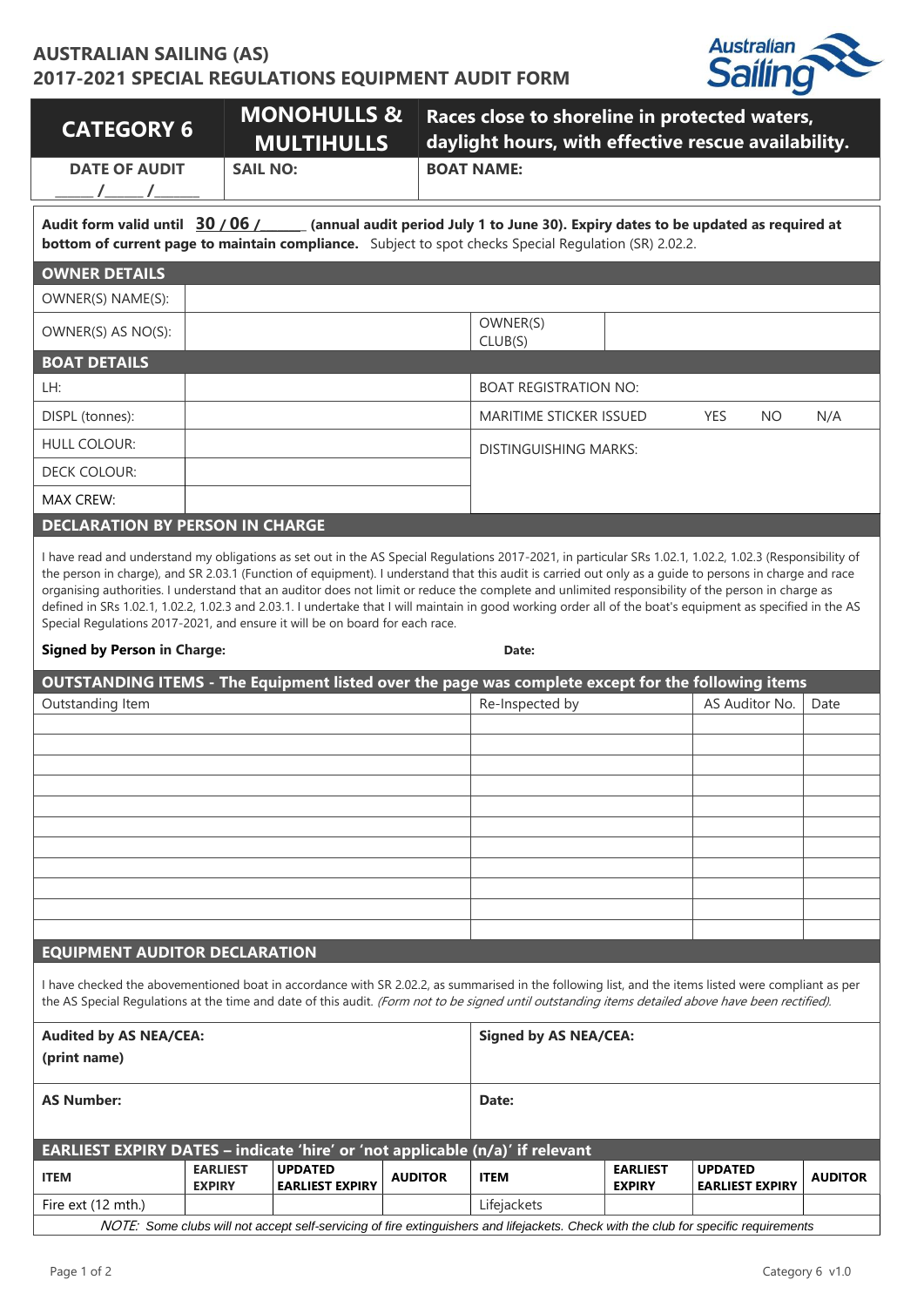# AUSTRALIAN SAILING (AS)
# 2017-2021 SPECIAL REGULATIONS EQUIPMENT AUDIT FORM

| CATEGORY 6 | MONOHULLS & MULTIHULLS | Races close to shoreline in protected waters, daylight hours, with effective rescue availability. |
|---|---|---|
| DATE OF AUDIT _____ /_____ /______ | SAIL NO: | BOAT NAME: |

**Audit form valid until 30 / 06 /______ (annual audit period July 1 to June 30). Expiry dates to be updated as required at bottom of current page to maintain compliance.** Subject to spot checks Special Regulation (SR) 2.02.2.

## OWNER DETAILS

| | | | |
|---|---|---|---|
| OWNER(S) NAME(S): | | | |
| OWNER(S) AS NO(S): | | OWNER(S) CLUB(S) | |

## BOAT DETAILS

| | | | |
|---|---|---|---|
| LH: | | BOAT REGISTRATION NO: | |
| DISPL (tonnes): | | MARITIME STICKER ISSUED | YES NO N/A |
| HULL COLOUR: | | DISTINGUISHING MARKS: | |
| DECK COLOUR: | | | |
| MAX CREW: | | | |

## DECLARATION BY PERSON IN CHARGE

I have read and understand my obligations as set out in the AS Special Regulations 2017-2021, in particular SRs 1.02.1, 1.02.2, 1.02.3 (Responsibility of the person in charge), and SR 2.03.1 (Function of equipment). I understand that this audit is carried out only as a guide to persons in charge and race organising authorities. I understand that an auditor does not limit or reduce the complete and unlimited responsibility of the person in charge as defined in SRs 1.02.1, 1.02.2, 1.02.3 and 2.03.1. I undertake that I will maintain in good working order all of the boat's equipment as specified in the AS Special Regulations 2017-2021, and ensure it will be on board for each race.

**Signed by Person in Charge:** **Date:**

## OUTSTANDING ITEMS - The Equipment listed over the page was complete except for the following items

| Outstanding Item | Re-Inspected by | AS Auditor No. | Date |
|---|---|---|---|
| | | | |
| | | | |
| | | | |
| | | | |
| | | | |
| | | | |
| | | | |
| | | | |
| | | | |
| | | | |
| | | | |

## EQUIPMENT AUDITOR DECLARATION

I have checked the abovementioned boat in accordance with SR 2.02.2, as summarised in the following list, and the items listed were compliant as per the AS Special Regulations at the time and date of this audit. *(Form not to be signed until outstanding items detailed above have been rectified).*

| | |
|---|---|
| **Audited by AS NEA/CEA: (print name)** | **Signed by AS NEA/CEA:** |
| **AS Number:** | **Date:** |

## EARLIEST EXPIRY DATES – indicate 'hire' or 'not applicable (n/a)' if relevant

| ITEM | EARLIEST EXPIRY | UPDATED EARLIEST EXPIRY | AUDITOR | ITEM | EARLIEST EXPIRY | UPDATED EARLIEST EXPIRY | AUDITOR |
|---|---|---|---|---|---|---|---|
| Fire ext (12 mth.) | | | | Lifejackets | | | |

*NOTE: Some clubs will not accept self-servicing of fire extinguishers and lifejackets. Check with the club for specific requirements*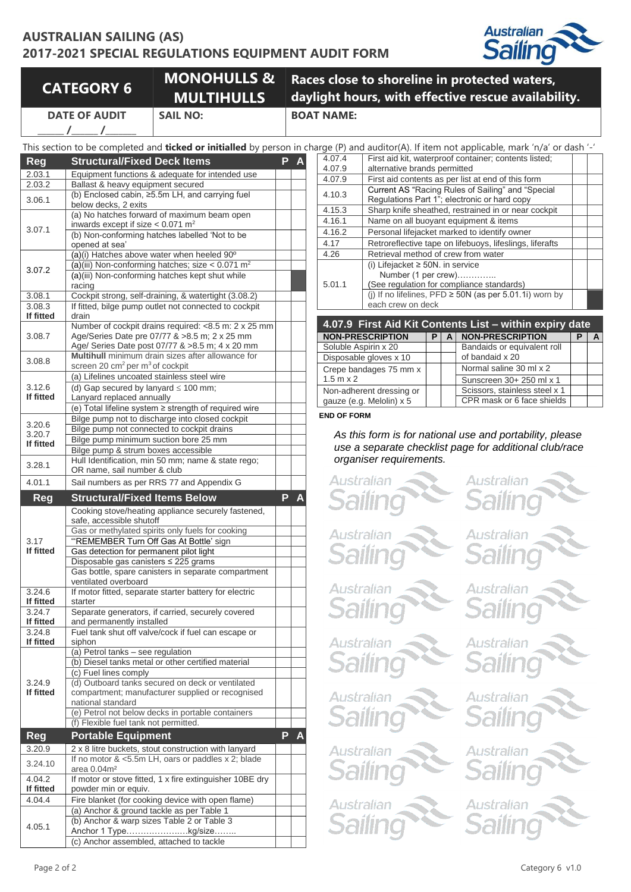# AUSTRALIAN SAILING (AS)
# 2017-2021 SPECIAL REGULATIONS EQUIPMENT AUDIT FORM

| CATEGORY 6 | MONOHULLS & MULTIHULLS | Races close to shoreline in protected waters, daylight hours, with effective rescue availability. |
|---|---|---|
| DATE OF AUDIT ____/____/_____ | SAIL NO: | BOAT NAME: |

This section to be completed and **ticked or initialled** by person in charge (P) and auditor(A). If item not applicable, mark 'n/a' or dash '-'

| Reg | Structural/Fixed Deck Items | P | A |
|---|---|---|---|
| 2.03.1 | Equipment functions & adequate for intended use | | |
| 2.03.2 | Ballast & heavy equipment secured | | |
| 3.06.1 | (b) Enclosed cabin, ≥5.5m LH, and carrying fuel below decks, 2 exits | | |
| 3.07.1 | (a) No hatches forward of maximum beam open inwards except if size < 0.071 m² | | |
| | (b) Non-conforming hatches labelled 'Not to be opened at sea' | | |
| 3.07.2 | (a)(i) Hatches above water when heeled 90º | | |
| | (a)(iii) Non-conforming hatches; size < 0.071 m² | | |
| | (a)(iii) Non-conforming hatches kept shut while racing | | |
| 3.08.1 | Cockpit strong, self-draining, & watertight (3.08.2) | | |
| 3.08.3 If fitted | If fitted, bilge pump outlet not connected to cockpit drain | | |
| 3.08.7 | Number of cockpit drains required: <8.5 m: 2 x 25 mm Age/Series Date pre 07/77 & >8.5 m; 2 x 25 mm Age/ Series Date post 07/77 & >8.5 m; 4 x 20 mm | | |
| 3.08.8 | **Multihull** minimum drain sizes after allowance for screen 20 cm² per m³ of cockpit | | |
| 3.12.6 If fitted | (a) Lifelines uncoated stainless steel wire | | |
| | (d) Gap secured by lanyard ≤ 100 mm; Lanyard replaced annually | | |
| | (e) Total lifeline system ≥ strength of required wire | | |
| 3.20.6 3.20.7 If fitted | Bilge pump not to discharge into closed cockpit | | |
| | Bilge pump not connected to cockpit drains | | |
| | Bilge pump minimum suction bore 25 mm | | |
| | Bilge pump & strum boxes accessible | | |
| 3.28.1 | Hull Identification, min 50 mm; name & state reg; OR name, sail number & club | | |
| 4.01.1 | Sail numbers as per RRS 77 and Appendix G | | |

| Reg | Structural/Fixed Items Below | P | A |
|---|---|---|---|
| 3.17 If fitted | Cooking stove/heating appliance securely fastened, safe, accessible shutoff | | |
| | Gas or methylated spirits only fuels for cooking | | |
| | "REMEMBER Turn Off Gas At Bottle' sign | | |
| | Gas detection for permanent pilot light | | |
| | Disposable gas canisters ≤ 225 grams | | |
| | Gas bottle, spare canisters in separate compartment ventilated overboard | | |
| 3.24.6 If fitted | If motor fitted, separate starter battery for electric starter | | |
| 3.24.7 If fitted | Separate generators, if carried, securely covered and permanently installed | | |
| 3.24.8 If fitted | Fuel tank shut off valve/cock if fuel can escape or siphon | | |
| 3.24.9 If fitted | (a) Petrol tanks – see regulation | | |
| | (b) Diesel tanks metal or other certified material | | |
| | (c) Fuel lines comply | | |
| | (d) Outboard tanks secured on deck or ventilated compartment; manufacturer supplied or recognised national standard | | |
| | (e) Petrol not below decks in portable containers | | |
| | (f) Flexible fuel tank not permitted. | | |

| Reg | Portable Equipment | P | A |
|---|---|---|---|
| 3.20.9 | 2 x 8 litre buckets, stout construction with lanyard | | |
| 3.24.10 | If no motor & <5.5m LH, oars or paddles x 2; blade area 0.04m² | | |
| 4.04.2 If fitted | If motor or stove fitted, 1 x fire extinguisher 10BE dry powder min or equiv. | | |
| 4.04.4 | Fire blanket (for cooking device with open flame) | | |
| 4.05.1 | (a) Anchor & ground tackle as per Table 1 | | |
| | (b) Anchor & warp sizes Table 2 or Table 3 Anchor 1 Type…………………kg/size…….. | | |
| | (c) Anchor assembled, attached to tackle | | |
| 4.07.4 4.07.9 | First aid kit, waterproof container; contents listed; alternative brands permitted | | |
| 4.07.9 | First aid contents as per list at end of this form | | |
| 4.10.3 | Current AS "Racing Rules of Sailing" and "Special Regulations Part 1"; electronic or hard copy | | |
| 4.15.3 | Sharp knife sheathed, restrained in or near cockpit | | |
| 4.16.1 | Name on all buoyant equipment & items | | |
| 4.16.2 | Personal lifejacket marked to identify owner | | |
| 4.17 | Retroreflective tape on lifebuoys, lifeslings, liferafts | | |
| 4.26 | Retrieval method of crew from water | | |
| 5.01.1 | (i) Lifejacket ≥ 50N. in service Number (1 per crew)…………. (See regulation for compliance standards) | | |
| | (j) If no lifelines, PFD ≥ 50N (as per 5.01.1i) worn by each crew on deck | | |

## 4.07.9 First Aid Kit Contents List – within expiry date

| NON-PRESCRIPTION | P | A | NON-PRESCRIPTION | P | A |
|---|---|---|---|---|---|
| Soluble Aspirin x 20 | | | Bandaids or equivalent roll of bandaid x 20 | | |
| Disposable gloves x 10 | | | | | |
| Crepe bandages 75 mm x 1.5 m x 2 | | | Normal saline 30 ml x 2 | | |
| | | | Sunscreen 30+ 250 ml x 1 | | |
| Non-adherent dressing or gauze (e.g. Melolin) x 5 | | | Scissors, stainless steel x 1 | | |
| | | | CPR mask or 6 face shields | | |

**END OF FORM**

*As this form is for national use and portability, please use a separate checklist page for additional club/race organiser requirements.*